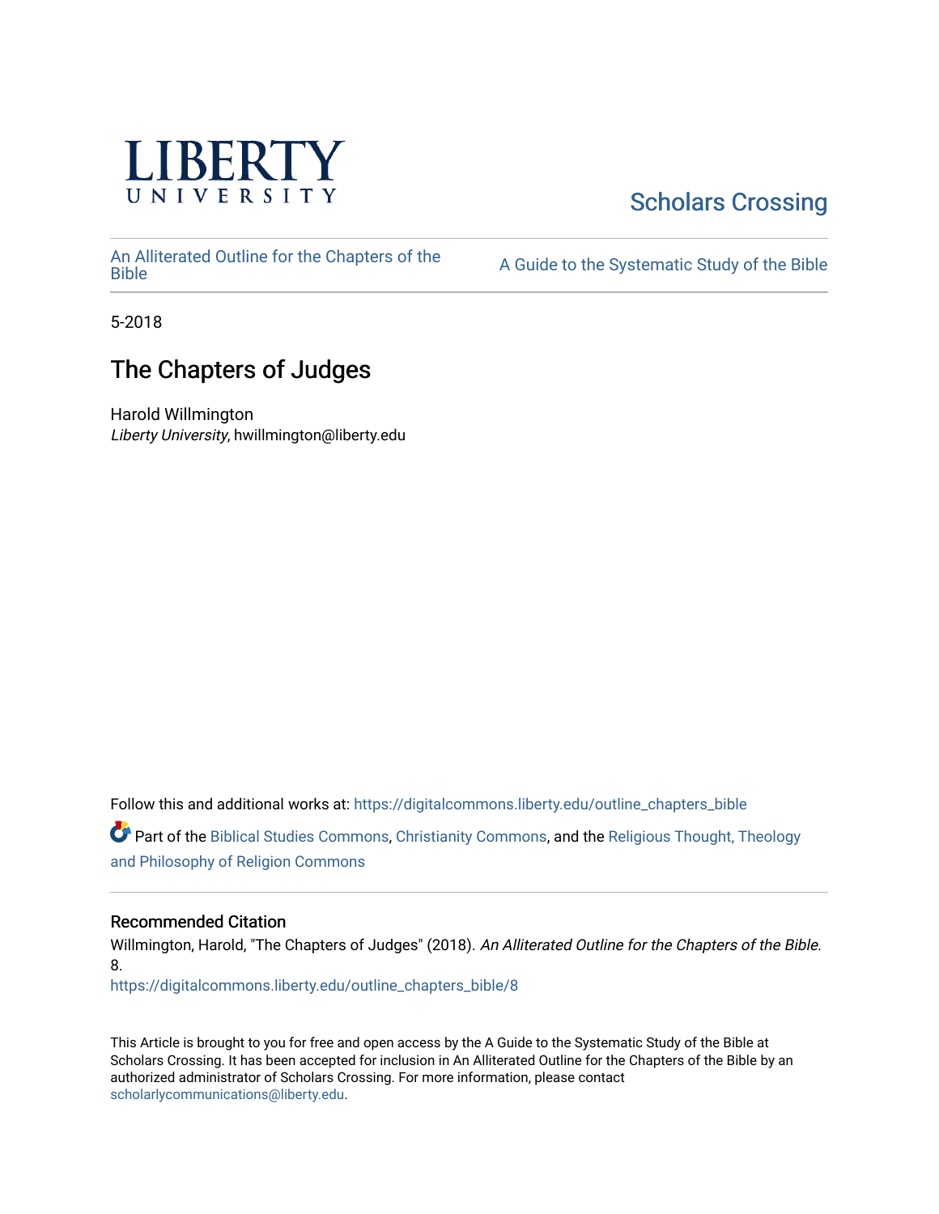LIBERTY UNIVERSITY

Scholars Crossing

An Alliterated Outline for the Chapters of the Bible

A Guide to the Systematic Study of the Bible

5-2018

# The Chapters of Judges

Harold Willmington
*Liberty University*, hwillmington@liberty.edu

Follow this and additional works at: https://digitalcommons.liberty.edu/outline_chapters_bible

Part of the Biblical Studies Commons, Christianity Commons, and the Religious Thought, Theology and Philosophy of Religion Commons

## Recommended Citation

Willmington, Harold, "The Chapters of Judges" (2018). *An Alliterated Outline for the Chapters of the Bible*. 8.
https://digitalcommons.liberty.edu/outline_chapters_bible/8

This Article is brought to you for free and open access by the A Guide to the Systematic Study of the Bible at Scholars Crossing. It has been accepted for inclusion in An Alliterated Outline for the Chapters of the Bible by an authorized administrator of Scholars Crossing. For more information, please contact scholarlycommunications@liberty.edu.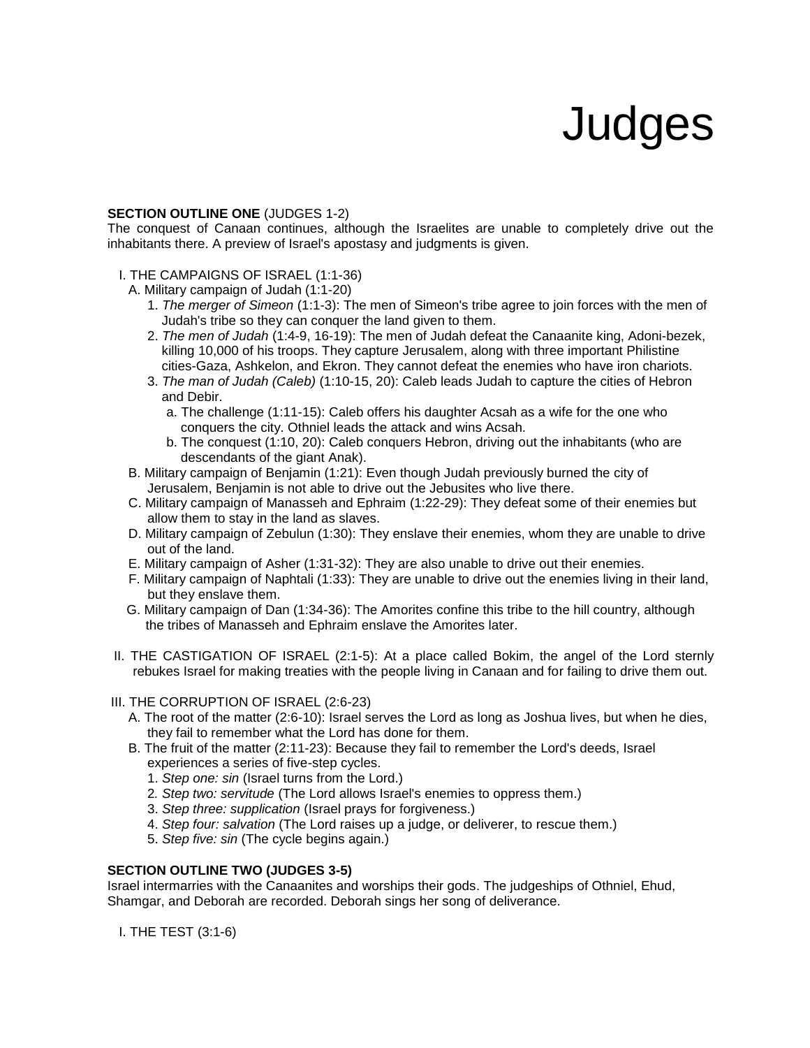# Judges

**SECTION OUTLINE ONE** (JUDGES 1-2)

The conquest of Canaan continues, although the Israelites are unable to completely drive out the inhabitants there. A preview of Israel's apostasy and judgments is given.

I. THE CAMPAIGNS OF ISRAEL (1:1-36)

- A. Military campaign of Judah (1:1-20)
  1. *The merger of Simeon* (1:1-3): The men of Simeon's tribe agree to join forces with the men of Judah's tribe so they can conquer the land given to them.
  2. *The men of Judah* (1:4-9, 16-19): The men of Judah defeat the Canaanite king, Adoni-bezek, killing 10,000 of his troops. They capture Jerusalem, along with three important Philistine cities-Gaza, Ashkelon, and Ekron. They cannot defeat the enemies who have iron chariots.
  3. *The man of Judah (Caleb)* (1:10-15, 20): Caleb leads Judah to capture the cities of Hebron and Debir.
     - a. The challenge (1:11-15): Caleb offers his daughter Acsah as a wife for the one who conquers the city. Othniel leads the attack and wins Acsah.
     - b. The conquest (1:10, 20): Caleb conquers Hebron, driving out the inhabitants (who are descendants of the giant Anak).
- B. Military campaign of Benjamin (1:21): Even though Judah previously burned the city of Jerusalem, Benjamin is not able to drive out the Jebusites who live there.
- C. Military campaign of Manasseh and Ephraim (1:22-29): They defeat some of their enemies but allow them to stay in the land as slaves.
- D. Military campaign of Zebulun (1:30): They enslave their enemies, whom they are unable to drive out of the land.
- E. Military campaign of Asher (1:31-32): They are also unable to drive out their enemies.
- F. Military campaign of Naphtali (1:33): They are unable to drive out the enemies living in their land, but they enslave them.
- G. Military campaign of Dan (1:34-36): The Amorites confine this tribe to the hill country, although the tribes of Manasseh and Ephraim enslave the Amorites later.

II. THE CASTIGATION OF ISRAEL (2:1-5): At a place called Bokim, the angel of the Lord sternly rebukes Israel for making treaties with the people living in Canaan and for failing to drive them out.

III. THE CORRUPTION OF ISRAEL (2:6-23)

- A. The root of the matter (2:6-10): Israel serves the Lord as long as Joshua lives, but when he dies, they fail to remember what the Lord has done for them.
- B. The fruit of the matter (2:11-23): Because they fail to remember the Lord's deeds, Israel experiences a series of five-step cycles.
  1. *Step one: sin* (Israel turns from the Lord.)
  2. *Step two: servitude* (The Lord allows Israel's enemies to oppress them.)
  3. *Step three: supplication* (Israel prays for forgiveness.)
  4. *Step four: salvation* (The Lord raises up a judge, or deliverer, to rescue them.)
  5. *Step five: sin* (The cycle begins again.)

**SECTION OUTLINE TWO (JUDGES 3-5)**

Israel intermarries with the Canaanites and worships their gods. The judgeships of Othniel, Ehud, Shamgar, and Deborah are recorded. Deborah sings her song of deliverance.

I. THE TEST (3:1-6)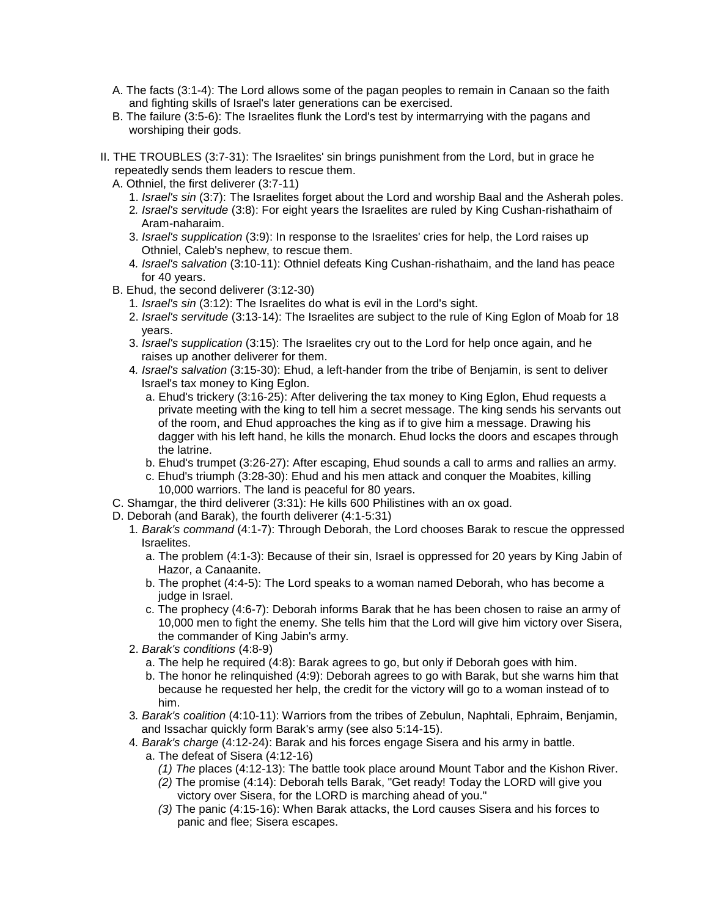- A. The facts (3:1-4): The Lord allows some of the pagan peoples to remain in Canaan so the faith and fighting skills of Israel's later generations can be exercised.
- B. The failure (3:5-6): The Israelites flunk the Lord's test by intermarrying with the pagans and worshiping their gods.

II. THE TROUBLES (3:7-31): The Israelites' sin brings punishment from the Lord, but in grace he repeatedly sends them leaders to rescue them.

- A. Othniel, the first deliverer (3:7-11)
  1. *Israel's sin* (3:7): The Israelites forget about the Lord and worship Baal and the Asherah poles.
  2. *Israel's servitude* (3:8): For eight years the Israelites are ruled by King Cushan-rishathaim of Aram-naharaim.
  3. *Israel's supplication* (3:9): In response to the Israelites' cries for help, the Lord raises up Othniel, Caleb's nephew, to rescue them.
  4. *Israel's salvation* (3:10-11): Othniel defeats King Cushan-rishathaim, and the land has peace for 40 years.
- B. Ehud, the second deliverer (3:12-30)
  1. *Israel's sin* (3:12): The Israelites do what is evil in the Lord's sight.
  2. *Israel's servitude* (3:13-14): The Israelites are subject to the rule of King Eglon of Moab for 18 years.
  3. *Israel's supplication* (3:15): The Israelites cry out to the Lord for help once again, and he raises up another deliverer for them.
  4. *Israel's salvation* (3:15-30): Ehud, a left-hander from the tribe of Benjamin, is sent to deliver Israel's tax money to King Eglon.
     - a. Ehud's trickery (3:16-25): After delivering the tax money to King Eglon, Ehud requests a private meeting with the king to tell him a secret message. The king sends his servants out of the room, and Ehud approaches the king as if to give him a message. Drawing his dagger with his left hand, he kills the monarch. Ehud locks the doors and escapes through the latrine.
     - b. Ehud's trumpet (3:26-27): After escaping, Ehud sounds a call to arms and rallies an army.
     - c. Ehud's triumph (3:28-30): Ehud and his men attack and conquer the Moabites, killing 10,000 warriors. The land is peaceful for 80 years.
- C. Shamgar, the third deliverer (3:31): He kills 600 Philistines with an ox goad.
- D. Deborah (and Barak), the fourth deliverer (4:1-5:31)
  1. *Barak's command* (4:1-7): Through Deborah, the Lord chooses Barak to rescue the oppressed Israelites.
     - a. The problem (4:1-3): Because of their sin, Israel is oppressed for 20 years by King Jabin of Hazor, a Canaanite.
     - b. The prophet (4:4-5): The Lord speaks to a woman named Deborah, who has become a judge in Israel.
     - c. The prophecy (4:6-7): Deborah informs Barak that he has been chosen to raise an army of 10,000 men to fight the enemy. She tells him that the Lord will give him victory over Sisera, the commander of King Jabin's army.
  2. *Barak's conditions* (4:8-9)
     - a. The help he required (4:8): Barak agrees to go, but only if Deborah goes with him.
     - b. The honor he relinquished (4:9): Deborah agrees to go with Barak, but she warns him that because he requested her help, the credit for the victory will go to a woman instead of to him.
  3. *Barak's coalition* (4:10-11): Warriors from the tribes of Zebulun, Naphtali, Ephraim, Benjamin, and Issachar quickly form Barak's army (see also 5:14-15).
  4. *Barak's charge* (4:12-24): Barak and his forces engage Sisera and his army in battle.
     - a. The defeat of Sisera (4:12-16)
       - *(1) The* places (4:12-13): The battle took place around Mount Tabor and the Kishon River.
       - *(2)* The promise (4:14): Deborah tells Barak, "Get ready! Today the LORD will give you victory over Sisera, for the LORD is marching ahead of you."
       - *(3)* The panic (4:15-16): When Barak attacks, the Lord causes Sisera and his forces to panic and flee; Sisera escapes.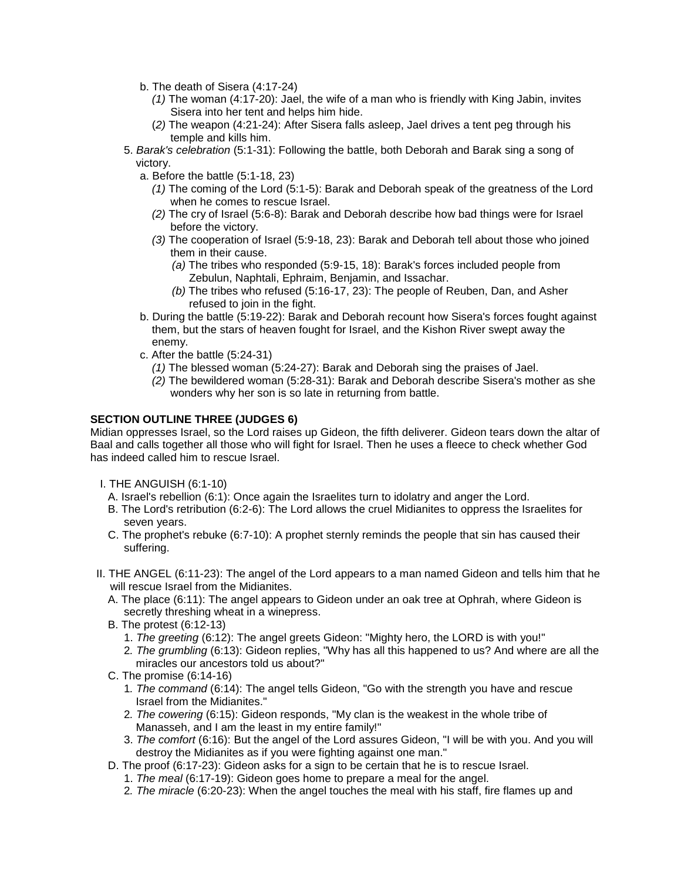- b. The death of Sisera (4:17-24)
  - *(1)* The woman (4:17-20): Jael, the wife of a man who is friendly with King Jabin, invites Sisera into her tent and helps him hide.
  - (*2)* The weapon (4:21-24): After Sisera falls asleep, Jael drives a tent peg through his temple and kills him.

5. *Barak's celebration* (5:1-31): Following the battle, both Deborah and Barak sing a song of victory.
   - a. Before the battle (5:1-18, 23)
     - *(1)* The coming of the Lord (5:1-5): Barak and Deborah speak of the greatness of the Lord when he comes to rescue Israel.
     - *(2)* The cry of Israel (5:6-8): Barak and Deborah describe how bad things were for Israel before the victory.
     - *(3)* The cooperation of Israel (5:9-18, 23): Barak and Deborah tell about those who joined them in their cause.
       - *(a)* The tribes who responded (5:9-15, 18): Barak's forces included people from Zebulun, Naphtali, Ephraim, Benjamin, and Issachar.
       - *(b)* The tribes who refused (5:16-17, 23): The people of Reuben, Dan, and Asher refused to join in the fight.
   - b. During the battle (5:19-22): Barak and Deborah recount how Sisera's forces fought against them, but the stars of heaven fought for Israel, and the Kishon River swept away the enemy.
   - c. After the battle (5:24-31)
     - *(1)* The blessed woman (5:24-27): Barak and Deborah sing the praises of Jael.
     - *(2)* The bewildered woman (5:28-31): Barak and Deborah describe Sisera's mother as she wonders why her son is so late in returning from battle.

**SECTION OUTLINE THREE (JUDGES 6)**

Midian oppresses Israel, so the Lord raises up Gideon, the fifth deliverer. Gideon tears down the altar of Baal and calls together all those who will fight for Israel. Then he uses a fleece to check whether God has indeed called him to rescue Israel.

I. THE ANGUISH (6:1-10)
   - A. Israel's rebellion (6:1): Once again the Israelites turn to idolatry and anger the Lord.
   - B. The Lord's retribution (6:2-6): The Lord allows the cruel Midianites to oppress the Israelites for seven years.
   - C. The prophet's rebuke (6:7-10): A prophet sternly reminds the people that sin has caused their suffering.

II. THE ANGEL (6:11-23): The angel of the Lord appears to a man named Gideon and tells him that he will rescue Israel from the Midianites.
   - A. The place (6:11): The angel appears to Gideon under an oak tree at Ophrah, where Gideon is secretly threshing wheat in a winepress.
   - B. The protest (6:12-13)
     1. *The greeting* (6:12): The angel greets Gideon: "Mighty hero, the LORD is with you!"
     2. *The grumbling* (6:13): Gideon replies, "Why has all this happened to us? And where are all the miracles our ancestors told us about?"
   - C. The promise (6:14-16)
     1. *The command* (6:14): The angel tells Gideon, "Go with the strength you have and rescue Israel from the Midianites."
     2. *The cowering* (6:15): Gideon responds, "My clan is the weakest in the whole tribe of Manasseh, and I am the least in my entire family!"
     3. *The comfort* (6:16): But the angel of the Lord assures Gideon, "I will be with you. And you will destroy the Midianites as if you were fighting against one man."
   - D. The proof (6:17-23): Gideon asks for a sign to be certain that he is to rescue Israel.
     1. *The meal* (6:17-19): Gideon goes home to prepare a meal for the angel.
     2. *The miracle* (6:20-23): When the angel touches the meal with his staff, fire flames up and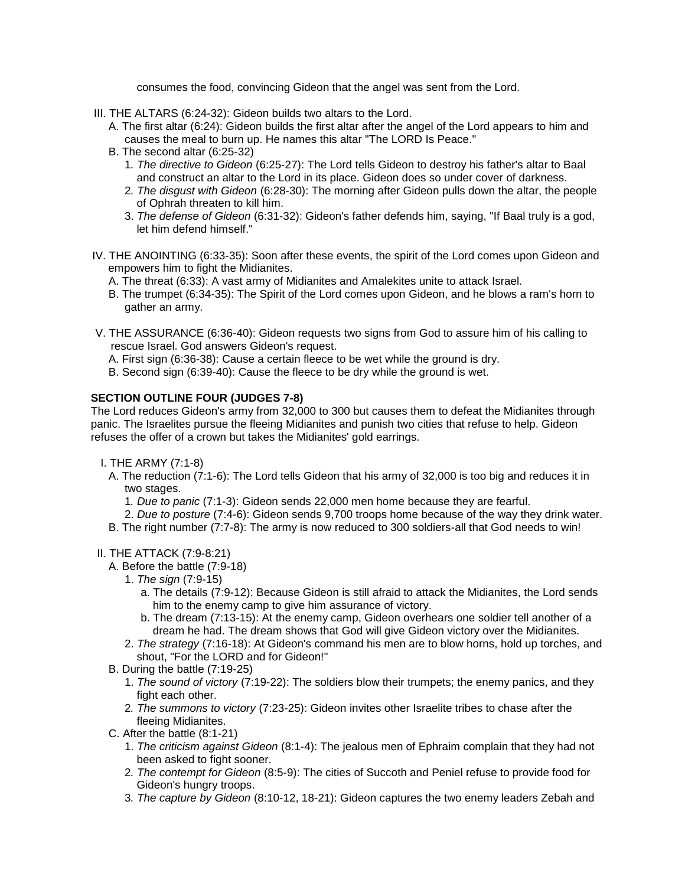consumes the food, convincing Gideon that the angel was sent from the Lord.

III. THE ALTARS (6:24-32): Gideon builds two altars to the Lord.
   A. The first altar (6:24): Gideon builds the first altar after the angel of the Lord appears to him and causes the meal to burn up. He names this altar "The LORD Is Peace."
   B. The second altar (6:25-32)
      1. *The directive to Gideon* (6:25-27): The Lord tells Gideon to destroy his father's altar to Baal and construct an altar to the Lord in its place. Gideon does so under cover of darkness.
      2. *The disgust with Gideon* (6:28-30): The morning after Gideon pulls down the altar, the people of Ophrah threaten to kill him.
      3. *The defense of Gideon* (6:31-32): Gideon's father defends him, saying, "If Baal truly is a god, let him defend himself."

IV. THE ANOINTING (6:33-35): Soon after these events, the spirit of the Lord comes upon Gideon and empowers him to fight the Midianites.
   A. The threat (6:33): A vast army of Midianites and Amalekites unite to attack Israel.
   B. The trumpet (6:34-35): The Spirit of the Lord comes upon Gideon, and he blows a ram's horn to gather an army.

V. THE ASSURANCE (6:36-40): Gideon requests two signs from God to assure him of his calling to rescue Israel. God answers Gideon's request.
   A. First sign (6:36-38): Cause a certain fleece to be wet while the ground is dry.
   B. Second sign (6:39-40): Cause the fleece to be dry while the ground is wet.

**SECTION OUTLINE FOUR (JUDGES 7-8)**

The Lord reduces Gideon's army from 32,000 to 300 but causes them to defeat the Midianites through panic. The Israelites pursue the fleeing Midianites and punish two cities that refuse to help. Gideon refuses the offer of a crown but takes the Midianites' gold earrings.

I. THE ARMY (7:1-8)
   A. The reduction (7:1-6): The Lord tells Gideon that his army of 32,000 is too big and reduces it in two stages.
      1. *Due to panic* (7:1-3): Gideon sends 22,000 men home because they are fearful.
      2. *Due to posture* (7:4-6): Gideon sends 9,700 troops home because of the way they drink water.
   B. The right number (7:7-8): The army is now reduced to 300 soldiers-all that God needs to win!

II. THE ATTACK (7:9-8:21)
   A. Before the battle (7:9-18)
      1. *The sign* (7:9-15)
         a. The details (7:9-12): Because Gideon is still afraid to attack the Midianites, the Lord sends him to the enemy camp to give him assurance of victory.
         b. The dream (7:13-15): At the enemy camp, Gideon overhears one soldier tell another of a dream he had. The dream shows that God will give Gideon victory over the Midianites.
      2. *The strategy* (7:16-18): At Gideon's command his men are to blow horns, hold up torches, and shout, "For the LORD and for Gideon!"
   B. During the battle (7:19-25)
      1. *The sound of victory* (7:19-22): The soldiers blow their trumpets; the enemy panics, and they fight each other.
      2. *The summons to victory* (7:23-25): Gideon invites other Israelite tribes to chase after the fleeing Midianites.
   C. After the battle (8:1-21)
      1. *The criticism against Gideon* (8:1-4): The jealous men of Ephraim complain that they had not been asked to fight sooner.
      2. *The contempt for Gideon* (8:5-9): The cities of Succoth and Peniel refuse to provide food for Gideon's hungry troops.
      3. *The capture by Gideon* (8:10-12, 18-21): Gideon captures the two enemy leaders Zebah and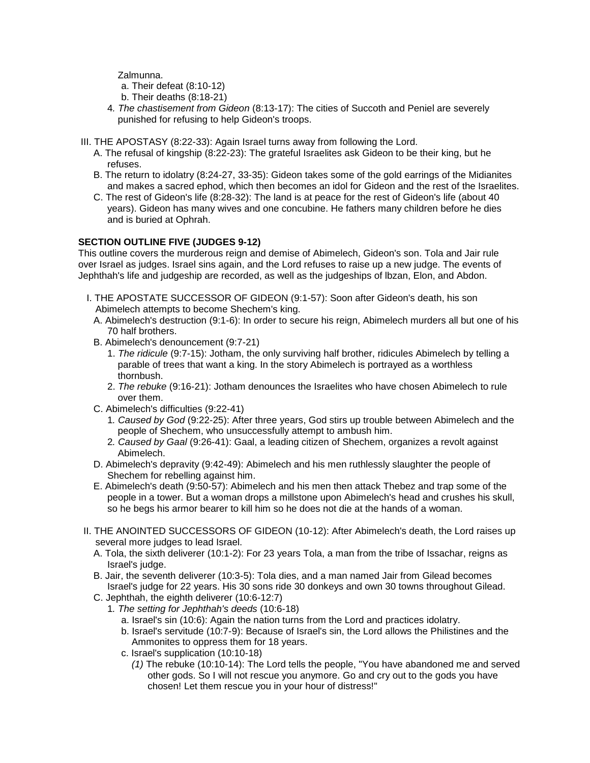Zalmunna.

   a. Their defeat (8:10-12)
   b. Their deaths (8:18-21)

4. *The chastisement from Gideon* (8:13-17): The cities of Succoth and Peniel are severely punished for refusing to help Gideon's troops.

III. THE APOSTASY (8:22-33): Again Israel turns away from following the Lord.

- A. The refusal of kingship (8:22-23): The grateful Israelites ask Gideon to be their king, but he refuses.
- B. The return to idolatry (8:24-27, 33-35): Gideon takes some of the gold earrings of the Midianites and makes a sacred ephod, which then becomes an idol for Gideon and the rest of the Israelites.
- C. The rest of Gideon's life (8:28-32): The land is at peace for the rest of Gideon's life (about 40 years). Gideon has many wives and one concubine. He fathers many children before he dies and is buried at Ophrah.

**SECTION OUTLINE FIVE (JUDGES 9-12)**

This outline covers the murderous reign and demise of Abimelech, Gideon's son. Tola and Jair rule over Israel as judges. Israel sins again, and the Lord refuses to raise up a new judge. The events of Jephthah's life and judgeship are recorded, as well as the judgeships of lbzan, Elon, and Abdon.

I. THE APOSTATE SUCCESSOR OF GIDEON (9:1-57): Soon after Gideon's death, his son Abimelech attempts to become Shechem's king.

- A. Abimelech's destruction (9:1-6): In order to secure his reign, Abimelech murders all but one of his 70 half brothers.
- B. Abimelech's denouncement (9:7-21)
  1. *The ridicule* (9:7-15): Jotham, the only surviving half brother, ridicules Abimelech by telling a parable of trees that want a king. In the story Abimelech is portrayed as a worthless thornbush.
  2. *The rebuke* (9:16-21): Jotham denounces the Israelites who have chosen Abimelech to rule over them.
- C. Abimelech's difficulties (9:22-41)
  1. *Caused by God* (9:22-25): After three years, God stirs up trouble between Abimelech and the people of Shechem, who unsuccessfully attempt to ambush him.
  2. *Caused by Gaal* (9:26-41): Gaal, a leading citizen of Shechem, organizes a revolt against Abimelech.
- D. Abimelech's depravity (9:42-49): Abimelech and his men ruthlessly slaughter the people of Shechem for rebelling against him.
- E. Abimelech's death (9:50-57): Abimelech and his men then attack Thebez and trap some of the people in a tower. But a woman drops a millstone upon Abimelech's head and crushes his skull, so he begs his armor bearer to kill him so he does not die at the hands of a woman.

II. THE ANOINTED SUCCESSORS OF GIDEON (10-12): After Abimelech's death, the Lord raises up several more judges to lead Israel.

- A. Tola, the sixth deliverer (10:1-2): For 23 years Tola, a man from the tribe of Issachar, reigns as Israel's judge.
- B. Jair, the seventh deliverer (10:3-5): Tola dies, and a man named Jair from Gilead becomes Israel's judge for 22 years. His 30 sons ride 30 donkeys and own 30 towns throughout Gilead.
- C. Jephthah, the eighth deliverer (10:6-12:7)
  1. *The setting for Jephthah's deeds* (10:6-18)
     - a. Israel's sin (10:6): Again the nation turns from the Lord and practices idolatry.
     - b. Israel's servitude (10:7-9): Because of Israel's sin, the Lord allows the Philistines and the Ammonites to oppress them for 18 years.
     - c. Israel's supplication (10:10-18)
       - *(1)* The rebuke (10:10-14): The Lord tells the people, "You have abandoned me and served other gods. So I will not rescue you anymore. Go and cry out to the gods you have chosen! Let them rescue you in your hour of distress!"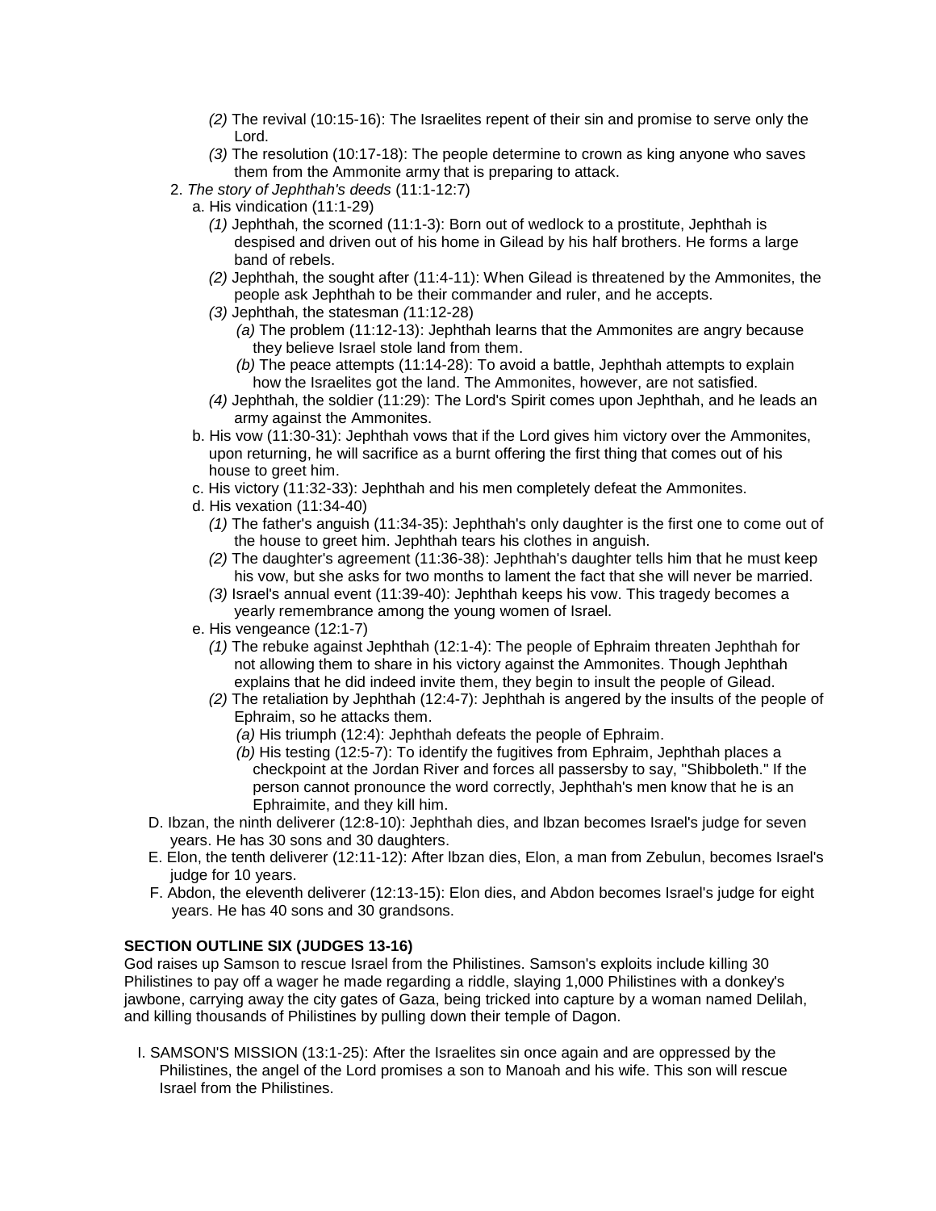- *(2)* The revival (10:15-16): The Israelites repent of their sin and promise to serve only the Lord.
- *(3)* The resolution (10:17-18): The people determine to crown as king anyone who saves them from the Ammonite army that is preparing to attack.

2. *The story of Jephthah's deeds* (11:1-12:7)
   - a. His vindication (11:1-29)
     - *(1)* Jephthah, the scorned (11:1-3): Born out of wedlock to a prostitute, Jephthah is despised and driven out of his home in Gilead by his half brothers. He forms a large band of rebels.
     - *(2)* Jephthah, the sought after (11:4-11): When Gilead is threatened by the Ammonites, the people ask Jephthah to be their commander and ruler, and he accepts.
     - *(3)* Jephthah, the statesman *(*11:12-28)
       - *(a)* The problem (11:12-13): Jephthah learns that the Ammonites are angry because they believe Israel stole land from them.
       - *(b)* The peace attempts (11:14-28): To avoid a battle, Jephthah attempts to explain how the Israelites got the land. The Ammonites, however, are not satisfied.
     - *(4)* Jephthah, the soldier (11:29): The Lord's Spirit comes upon Jephthah, and he leads an army against the Ammonites.
   - b. His vow (11:30-31): Jephthah vows that if the Lord gives him victory over the Ammonites, upon returning, he will sacrifice as a burnt offering the first thing that comes out of his house to greet him.
   - c. His victory (11:32-33): Jephthah and his men completely defeat the Ammonites.
   - d. His vexation (11:34-40)
     - *(1)* The father's anguish (11:34-35): Jephthah's only daughter is the first one to come out of the house to greet him. Jephthah tears his clothes in anguish.
     - *(2)* The daughter's agreement (11:36-38): Jephthah's daughter tells him that he must keep his vow, but she asks for two months to lament the fact that she will never be married.
     - *(3)* Israel's annual event (11:39-40): Jephthah keeps his vow. This tragedy becomes a yearly remembrance among the young women of Israel.
   - e. His vengeance (12:1-7)
     - *(1)* The rebuke against Jephthah (12:1-4): The people of Ephraim threaten Jephthah for not allowing them to share in his victory against the Ammonites. Though Jephthah explains that he did indeed invite them, they begin to insult the people of Gilead.
     - *(2)* The retaliation by Jephthah (12:4-7): Jephthah is angered by the insults of the people of Ephraim, so he attacks them.
       - *(a)* His triumph (12:4): Jephthah defeats the people of Ephraim.
       - *(b)* His testing (12:5-7): To identify the fugitives from Ephraim, Jephthah places a checkpoint at the Jordan River and forces all passersby to say, "Shibboleth." If the person cannot pronounce the word correctly, Jephthah's men know that he is an Ephraimite, and they kill him.

D. Ibzan, the ninth deliverer (12:8-10): Jephthah dies, and lbzan becomes Israel's judge for seven years. He has 30 sons and 30 daughters.

E. Elon, the tenth deliverer (12:11-12): After lbzan dies, Elon, a man from Zebulun, becomes Israel's judge for 10 years.

F. Abdon, the eleventh deliverer (12:13-15): Elon dies, and Abdon becomes Israel's judge for eight years. He has 40 sons and 30 grandsons.

**SECTION OUTLINE SIX (JUDGES 13-16)**

God raises up Samson to rescue Israel from the Philistines. Samson's exploits include killing 30 Philistines to pay off a wager he made regarding a riddle, slaying 1,000 Philistines with a donkey's jawbone, carrying away the city gates of Gaza, being tricked into capture by a woman named Delilah, and killing thousands of Philistines by pulling down their temple of Dagon.

I. SAMSON'S MISSION (13:1-25): After the Israelites sin once again and are oppressed by the Philistines, the angel of the Lord promises a son to Manoah and his wife. This son will rescue Israel from the Philistines.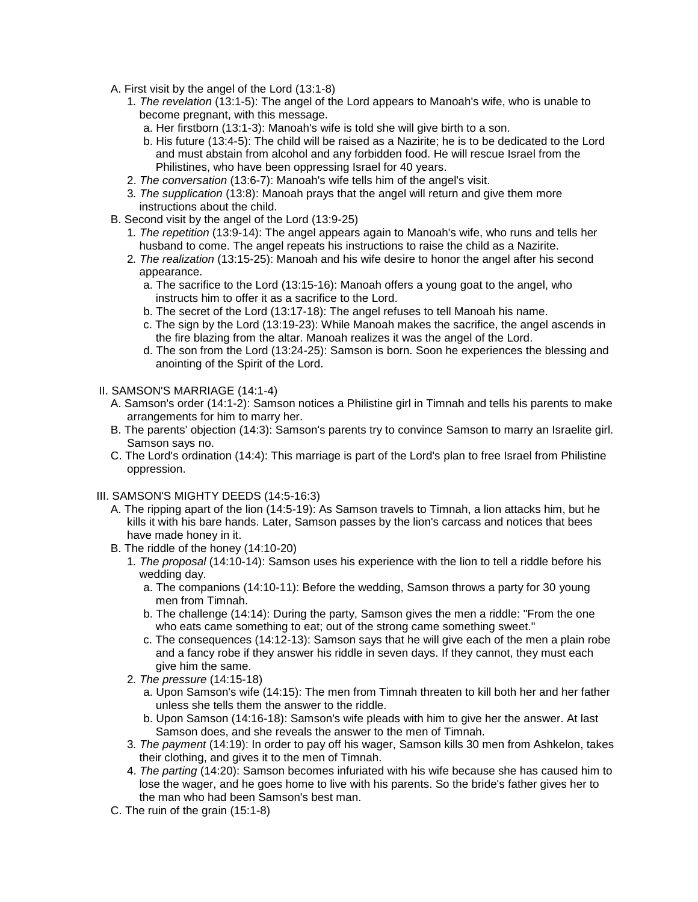A. First visit by the angel of the Lord (13:1-8)
   1. *The revelation* (13:1-5): The angel of the Lord appears to Manoah's wife, who is unable to become pregnant, with this message.
      a. Her firstborn (13:1-3): Manoah's wife is told she will give birth to a son.
      b. His future (13:4-5): The child will be raised as a Nazirite; he is to be dedicated to the Lord and must abstain from alcohol and any forbidden food. He will rescue Israel from the Philistines, who have been oppressing Israel for 40 years.
   2. *The conversation* (13:6-7): Manoah's wife tells him of the angel's visit.
   3. *The supplication* (13:8): Manoah prays that the angel will return and give them more instructions about the child.

B. Second visit by the angel of the Lord (13:9-25)
   1. *The repetition* (13:9-14): The angel appears again to Manoah's wife, who runs and tells her husband to come. The angel repeats his instructions to raise the child as a Nazirite.
   2. *The realization* (13:15-25): Manoah and his wife desire to honor the angel after his second appearance.
      a. The sacrifice to the Lord (13:15-16): Manoah offers a young goat to the angel, who instructs him to offer it as a sacrifice to the Lord.
      b. The secret of the Lord (13:17-18): The angel refuses to tell Manoah his name.
      c. The sign by the Lord (13:19-23): While Manoah makes the sacrifice, the angel ascends in the fire blazing from the altar. Manoah realizes it was the angel of the Lord.
      d. The son from the Lord (13:24-25): Samson is born. Soon he experiences the blessing and anointing of the Spirit of the Lord.

II. SAMSON'S MARRIAGE (14:1-4)

A. Samson's order (14:1-2): Samson notices a Philistine girl in Timnah and tells his parents to make arrangements for him to marry her.

B. The parents' objection (14:3): Samson's parents try to convince Samson to marry an Israelite girl. Samson says no.

C. The Lord's ordination (14:4): This marriage is part of the Lord's plan to free Israel from Philistine oppression.

III. SAMSON'S MIGHTY DEEDS (14:5-16:3)

A. The ripping apart of the lion (14:5-19): As Samson travels to Timnah, a lion attacks him, but he kills it with his bare hands. Later, Samson passes by the lion's carcass and notices that bees have made honey in it.

B. The riddle of the honey (14:10-20)
   1. *The proposal* (14:10-14): Samson uses his experience with the lion to tell a riddle before his wedding day.
      a. The companions (14:10-11): Before the wedding, Samson throws a party for 30 young men from Timnah.
      b. The challenge (14:14): During the party, Samson gives the men a riddle: "From the one who eats came something to eat; out of the strong came something sweet."
      c. The consequences (14:12-13): Samson says that he will give each of the men a plain robe and a fancy robe if they answer his riddle in seven days. If they cannot, they must each give him the same.
   2. *The pressure* (14:15-18)
      a. Upon Samson's wife (14:15): The men from Timnah threaten to kill both her and her father unless she tells them the answer to the riddle.
      b. Upon Samson (14:16-18): Samson's wife pleads with him to give her the answer. At last Samson does, and she reveals the answer to the men of Timnah.
   3. *The payment* (14:19): In order to pay off his wager, Samson kills 30 men from Ashkelon, takes their clothing, and gives it to the men of Timnah.
   4. *The parting* (14:20): Samson becomes infuriated with his wife because she has caused him to lose the wager, and he goes home to live with his parents. So the bride's father gives her to the man who had been Samson's best man.

C. The ruin of the grain (15:1-8)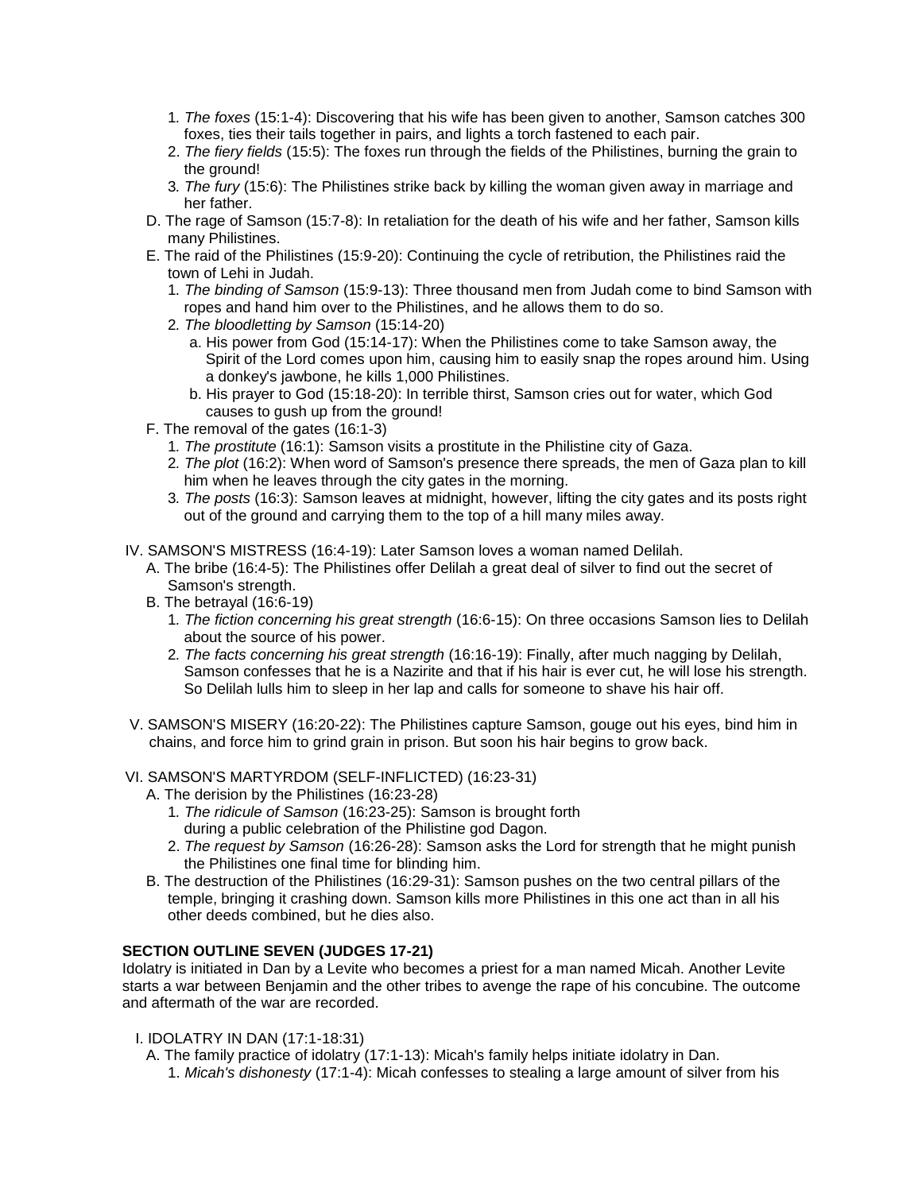1. *The foxes* (15:1-4): Discovering that his wife has been given to another, Samson catches 300 foxes, ties their tails together in pairs, and lights a torch fastened to each pair.
2. *The fiery fields* (15:5): The foxes run through the fields of the Philistines, burning the grain to the ground!
3. *The fury* (15:6): The Philistines strike back by killing the woman given away in marriage and her father.

D. The rage of Samson (15:7-8): In retaliation for the death of his wife and her father, Samson kills many Philistines.

E. The raid of the Philistines (15:9-20): Continuing the cycle of retribution, the Philistines raid the town of Lehi in Judah.

1. *The binding of Samson* (15:9-13): Three thousand men from Judah come to bind Samson with ropes and hand him over to the Philistines, and he allows them to do so.
2. *The bloodletting by Samson* (15:14-20)
   a. His power from God (15:14-17): When the Philistines come to take Samson away, the Spirit of the Lord comes upon him, causing him to easily snap the ropes around him. Using a donkey's jawbone, he kills 1,000 Philistines.
   b. His prayer to God (15:18-20): In terrible thirst, Samson cries out for water, which God causes to gush up from the ground!

F. The removal of the gates (16:1-3)

1. *The prostitute* (16:1): Samson visits a prostitute in the Philistine city of Gaza.
2. *The plot* (16:2): When word of Samson's presence there spreads, the men of Gaza plan to kill him when he leaves through the city gates in the morning.
3. *The posts* (16:3): Samson leaves at midnight, however, lifting the city gates and its posts right out of the ground and carrying them to the top of a hill many miles away.

IV. SAMSON'S MISTRESS (16:4-19): Later Samson loves a woman named Delilah.

A. The bribe (16:4-5): The Philistines offer Delilah a great deal of silver to find out the secret of Samson's strength.

B. The betrayal (16:6-19)

1. *The fiction concerning his great strength* (16:6-15): On three occasions Samson lies to Delilah about the source of his power.
2. *The facts concerning his great strength* (16:16-19): Finally, after much nagging by Delilah, Samson confesses that he is a Nazirite and that if his hair is ever cut, he will lose his strength. So Delilah lulls him to sleep in her lap and calls for someone to shave his hair off.

V. SAMSON'S MISERY (16:20-22): The Philistines capture Samson, gouge out his eyes, bind him in chains, and force him to grind grain in prison. But soon his hair begins to grow back.

VI. SAMSON'S MARTYRDOM (SELF-INFLICTED) (16:23-31)

A. The derision by the Philistines (16:23-28)

1. *The ridicule of Samson* (16:23-25): Samson is brought forth during a public celebration of the Philistine god Dagon.
2. *The request by Samson* (16:26-28): Samson asks the Lord for strength that he might punish the Philistines one final time for blinding him.

B. The destruction of the Philistines (16:29-31): Samson pushes on the two central pillars of the temple, bringing it crashing down. Samson kills more Philistines in this one act than in all his other deeds combined, but he dies also.

**SECTION OUTLINE SEVEN (JUDGES 17-21)**

Idolatry is initiated in Dan by a Levite who becomes a priest for a man named Micah. Another Levite starts a war between Benjamin and the other tribes to avenge the rape of his concubine. The outcome and aftermath of the war are recorded.

I. IDOLATRY IN DAN (17:1-18:31)

A. The family practice of idolatry (17:1-13): Micah's family helps initiate idolatry in Dan.

1. *Micah's dishonesty* (17:1-4): Micah confesses to stealing a large amount of silver from his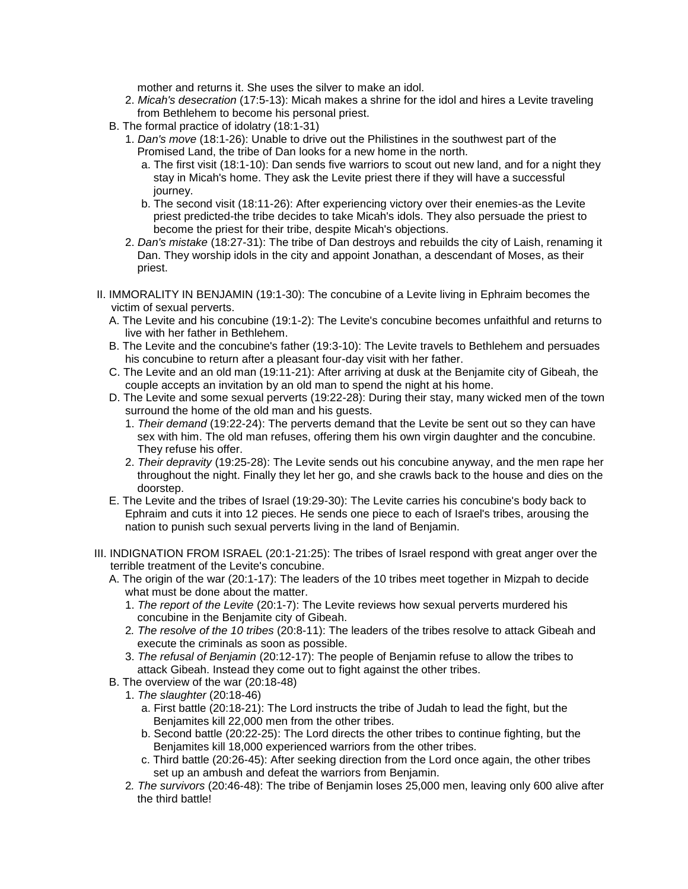mother and returns it. She uses the silver to make an idol.

   2. *Micah's desecration* (17:5-13): Micah makes a shrine for the idol and hires a Levite traveling from Bethlehem to become his personal priest.

- B. The formal practice of idolatry (18:1-31)
   1. *Dan's move* (18:1-26): Unable to drive out the Philistines in the southwest part of the Promised Land, the tribe of Dan looks for a new home in the north.
      - a. The first visit (18:1-10): Dan sends five warriors to scout out new land, and for a night they stay in Micah's home. They ask the Levite priest there if they will have a successful journey.
      - b. The second visit (18:11-26): After experiencing victory over their enemies-as the Levite priest predicted-the tribe decides to take Micah's idols. They also persuade the priest to become the priest for their tribe, despite Micah's objections.
   2. *Dan's mistake* (18:27-31): The tribe of Dan destroys and rebuilds the city of Laish, renaming it Dan. They worship idols in the city and appoint Jonathan, a descendant of Moses, as their priest.

II. IMMORALITY IN BENJAMIN (19:1-30): The concubine of a Levite living in Ephraim becomes the victim of sexual perverts.

- A. The Levite and his concubine (19:1-2): The Levite's concubine becomes unfaithful and returns to live with her father in Bethlehem.
- B. The Levite and the concubine's father (19:3-10): The Levite travels to Bethlehem and persuades his concubine to return after a pleasant four-day visit with her father.
- C. The Levite and an old man (19:11-21): After arriving at dusk at the Benjamite city of Gibeah, the couple accepts an invitation by an old man to spend the night at his home.
- D. The Levite and some sexual perverts (19:22-28): During their stay, many wicked men of the town surround the home of the old man and his guests.
   1. *Their demand* (19:22-24): The perverts demand that the Levite be sent out so they can have sex with him. The old man refuses, offering them his own virgin daughter and the concubine. They refuse his offer.
   2. *Their depravity* (19:25-28): The Levite sends out his concubine anyway, and the men rape her throughout the night. Finally they let her go, and she crawls back to the house and dies on the doorstep.
- E. The Levite and the tribes of Israel (19:29-30): The Levite carries his concubine's body back to Ephraim and cuts it into 12 pieces. He sends one piece to each of Israel's tribes, arousing the nation to punish such sexual perverts living in the land of Benjamin.

III. INDIGNATION FROM ISRAEL (20:1-21:25): The tribes of Israel respond with great anger over the terrible treatment of the Levite's concubine.

- A. The origin of the war (20:1-17): The leaders of the 10 tribes meet together in Mizpah to decide what must be done about the matter.
   1. *The report of the Levite* (20:1-7): The Levite reviews how sexual perverts murdered his concubine in the Benjamite city of Gibeah.
   2. *The resolve of the 10 tribes* (20:8-11): The leaders of the tribes resolve to attack Gibeah and execute the criminals as soon as possible.
   3. *The refusal of Benjamin* (20:12-17): The people of Benjamin refuse to allow the tribes to attack Gibeah. Instead they come out to fight against the other tribes.
- B. The overview of the war (20:18-48)
   1. *The slaughter* (20:18-46)
      - a. First battle (20:18-21): The Lord instructs the tribe of Judah to lead the fight, but the Benjamites kill 22,000 men from the other tribes.
      - b. Second battle (20:22-25): The Lord directs the other tribes to continue fighting, but the Benjamites kill 18,000 experienced warriors from the other tribes.
      - c. Third battle (20:26-45): After seeking direction from the Lord once again, the other tribes set up an ambush and defeat the warriors from Benjamin.
   2. *The survivors* (20:46-48): The tribe of Benjamin loses 25,000 men, leaving only 600 alive after the third battle!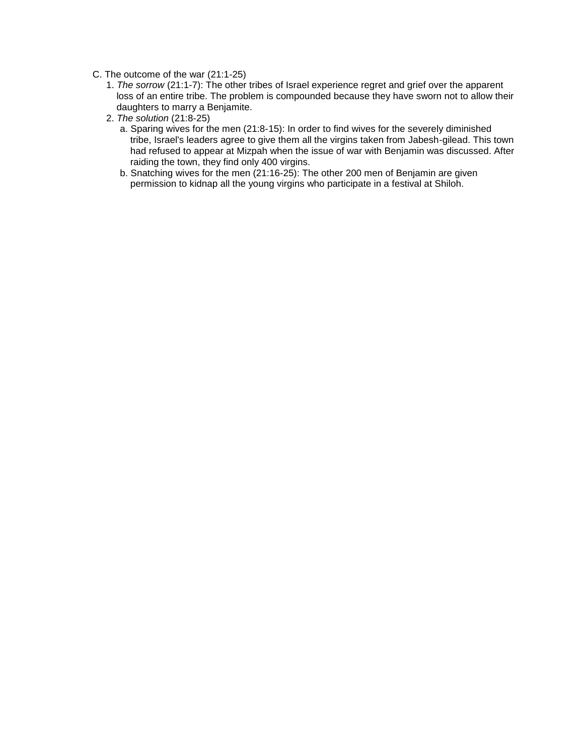C. The outcome of the war (21:1-25)

1. *The sorrow* (21:1-7): The other tribes of Israel experience regret and grief over the apparent loss of an entire tribe. The problem is compounded because they have sworn not to allow their daughters to marry a Benjamite.
2. *The solution* (21:8-25)
   a. Sparing wives for the men (21:8-15): In order to find wives for the severely diminished tribe, Israel's leaders agree to give them all the virgins taken from Jabesh-gilead. This town had refused to appear at Mizpah when the issue of war with Benjamin was discussed. After raiding the town, they find only 400 virgins.
   b. Snatching wives for the men (21:16-25): The other 200 men of Benjamin are given permission to kidnap all the young virgins who participate in a festival at Shiloh.